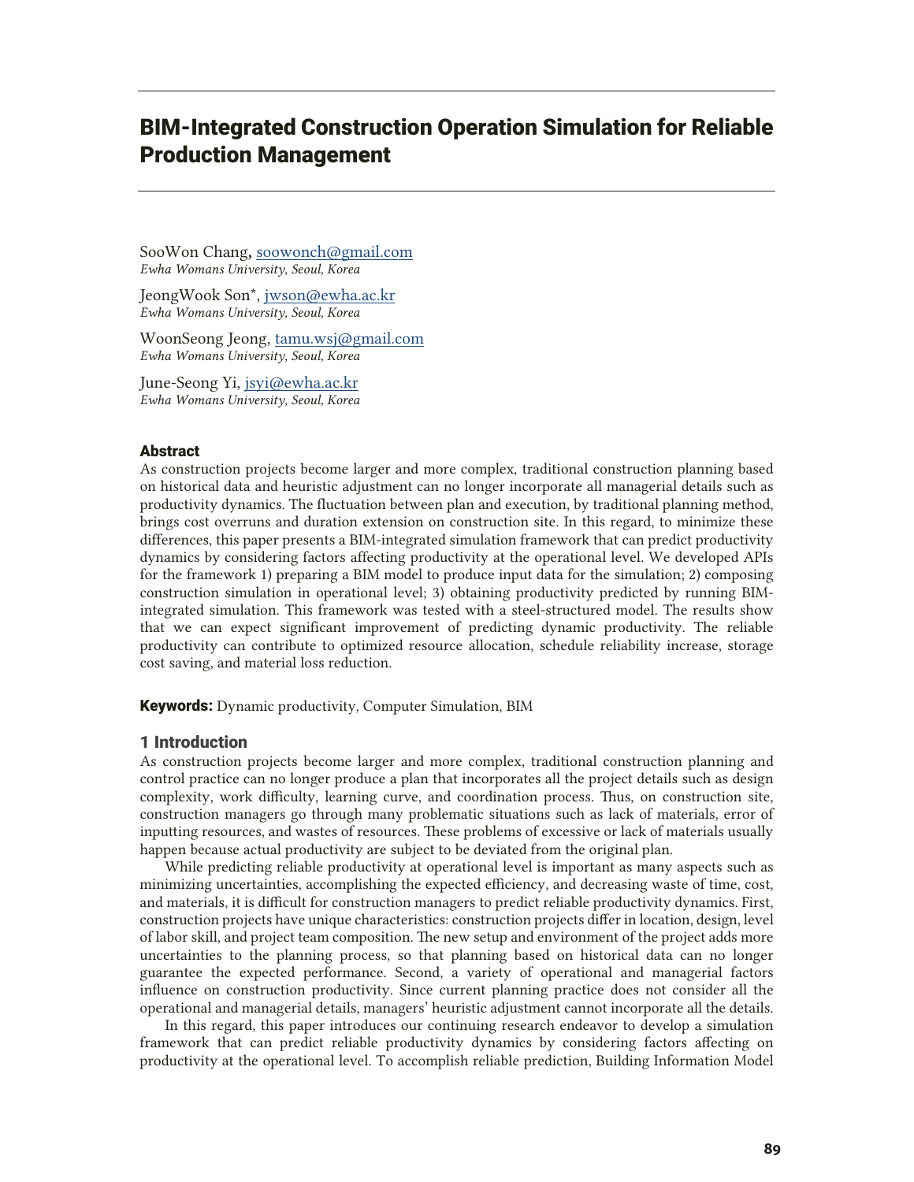# BIM-Integrated Construction Operation Simulation for Reliable Production Management

SooWon Chang, soowonch@gmail.com
*Ewha Womans University, Seoul, Korea*

JeongWook Son*, jwson@ewha.ac.kr
*Ewha Womans University, Seoul, Korea*

WoonSeong Jeong, tamu.wsj@gmail.com
*Ewha Womans University, Seoul, Korea*

June-Seong Yi, jsyi@ewha.ac.kr
*Ewha Womans University, Seoul, Korea*

## Abstract

As construction projects become larger and more complex, traditional construction planning based on historical data and heuristic adjustment can no longer incorporate all managerial details such as productivity dynamics. The fluctuation between plan and execution, by traditional planning method, brings cost overruns and duration extension on construction site. In this regard, to minimize these differences, this paper presents a BIM-integrated simulation framework that can predict productivity dynamics by considering factors affecting productivity at the operational level. We developed APIs for the framework 1) preparing a BIM model to produce input data for the simulation; 2) composing construction simulation in operational level; 3) obtaining productivity predicted by running BIM-integrated simulation. This framework was tested with a steel-structured model. The results show that we can expect significant improvement of predicting dynamic productivity. The reliable productivity can contribute to optimized resource allocation, schedule reliability increase, storage cost saving, and material loss reduction.

**Keywords:** Dynamic productivity, Computer Simulation, BIM

## 1 Introduction

As construction projects become larger and more complex, traditional construction planning and control practice can no longer produce a plan that incorporates all the project details such as design complexity, work difficulty, learning curve, and coordination process. Thus, on construction site, construction managers go through many problematic situations such as lack of materials, error of inputting resources, and wastes of resources. These problems of excessive or lack of materials usually happen because actual productivity are subject to be deviated from the original plan.

While predicting reliable productivity at operational level is important as many aspects such as minimizing uncertainties, accomplishing the expected efficiency, and decreasing waste of time, cost, and materials, it is difficult for construction managers to predict reliable productivity dynamics. First, construction projects have unique characteristics: construction projects differ in location, design, level of labor skill, and project team composition. The new setup and environment of the project adds more uncertainties to the planning process, so that planning based on historical data can no longer guarantee the expected performance. Second, a variety of operational and managerial factors influence on construction productivity. Since current planning practice does not consider all the operational and managerial details, managers' heuristic adjustment cannot incorporate all the details.

In this regard, this paper introduces our continuing research endeavor to develop a simulation framework that can predict reliable productivity dynamics by considering factors affecting on productivity at the operational level. To accomplish reliable prediction, Building Information Model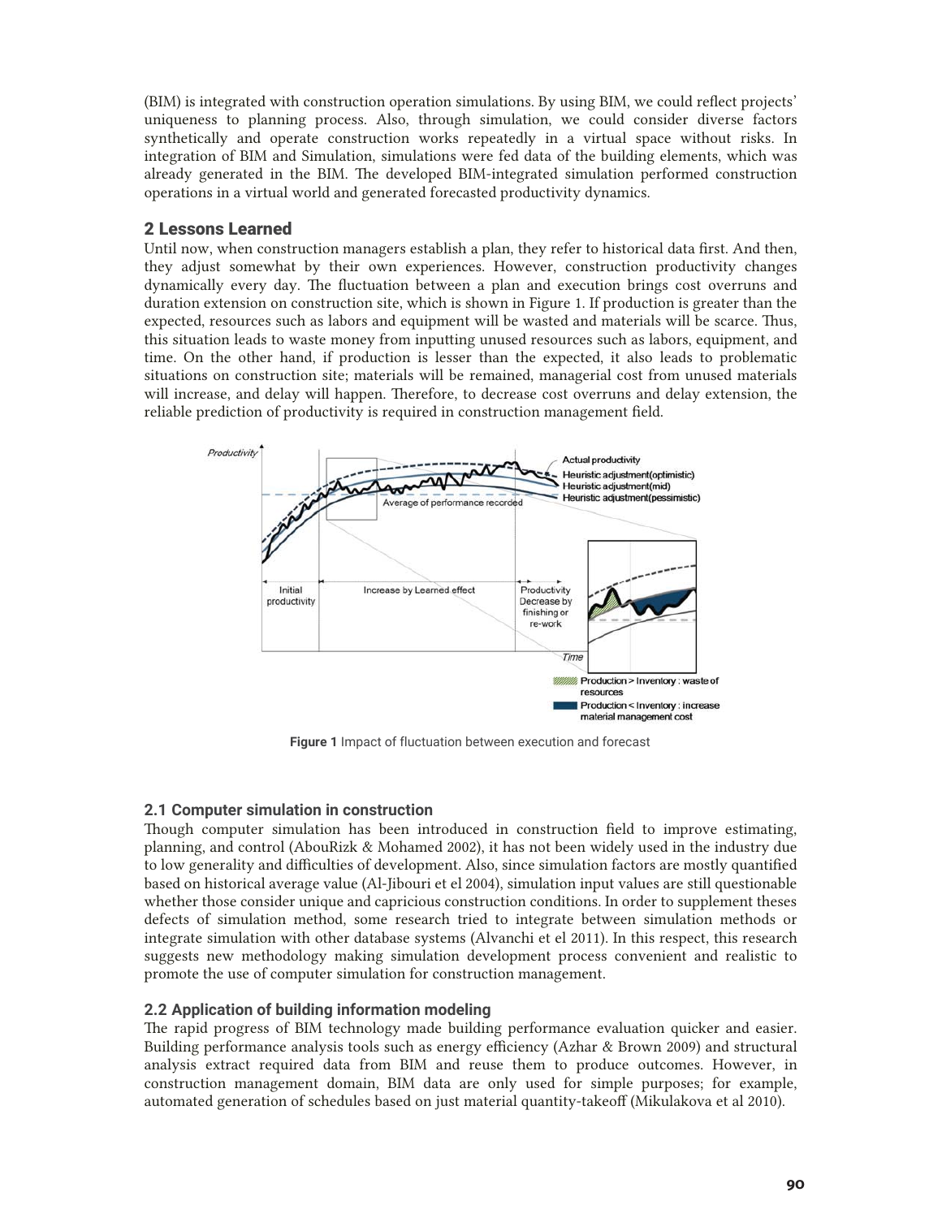(BIM) is integrated with construction operation simulations. By using BIM, we could reflect projects' uniqueness to planning process. Also, through simulation, we could consider diverse factors synthetically and operate construction works repeatedly in a virtual space without risks. In integration of BIM and Simulation, simulations were fed data of the building elements, which was already generated in the BIM. The developed BIM-integrated simulation performed construction operations in a virtual world and generated forecasted productivity dynamics.

## 2 Lessons Learned

Until now, when construction managers establish a plan, they refer to historical data first. And then, they adjust somewhat by their own experiences. However, construction productivity changes dynamically every day. The fluctuation between a plan and execution brings cost overruns and duration extension on construction site, which is shown in Figure 1. If production is greater than the expected, resources such as labors and equipment will be wasted and materials will be scarce. Thus, this situation leads to waste money from inputting unused resources such as labors, equipment, and time. On the other hand, if production is lesser than the expected, it also leads to problematic situations on construction site; materials will be remained, managerial cost from unused materials will increase, and delay will happen. Therefore, to decrease cost overruns and delay extension, the reliable prediction of productivity is required in construction management field.

**Figure 1** Impact of fluctuation between execution and forecast

### 2.1 Computer simulation in construction

Though computer simulation has been introduced in construction field to improve estimating, planning, and control (AbouRizk & Mohamed 2002), it has not been widely used in the industry due to low generality and difficulties of development. Also, since simulation factors are mostly quantified based on historical average value (Al-Jibouri et el 2004), simulation input values are still questionable whether those consider unique and capricious construction conditions. In order to supplement theses defects of simulation method, some research tried to integrate between simulation methods or integrate simulation with other database systems (Alvanchi et el 2011). In this respect, this research suggests new methodology making simulation development process convenient and realistic to promote the use of computer simulation for construction management.

### 2.2 Application of building information modeling

The rapid progress of BIM technology made building performance evaluation quicker and easier. Building performance analysis tools such as energy efficiency (Azhar & Brown 2009) and structural analysis extract required data from BIM and reuse them to produce outcomes. However, in construction management domain, BIM data are only used for simple purposes; for example, automated generation of schedules based on just material quantity-takeoff (Mikulakova et al 2010).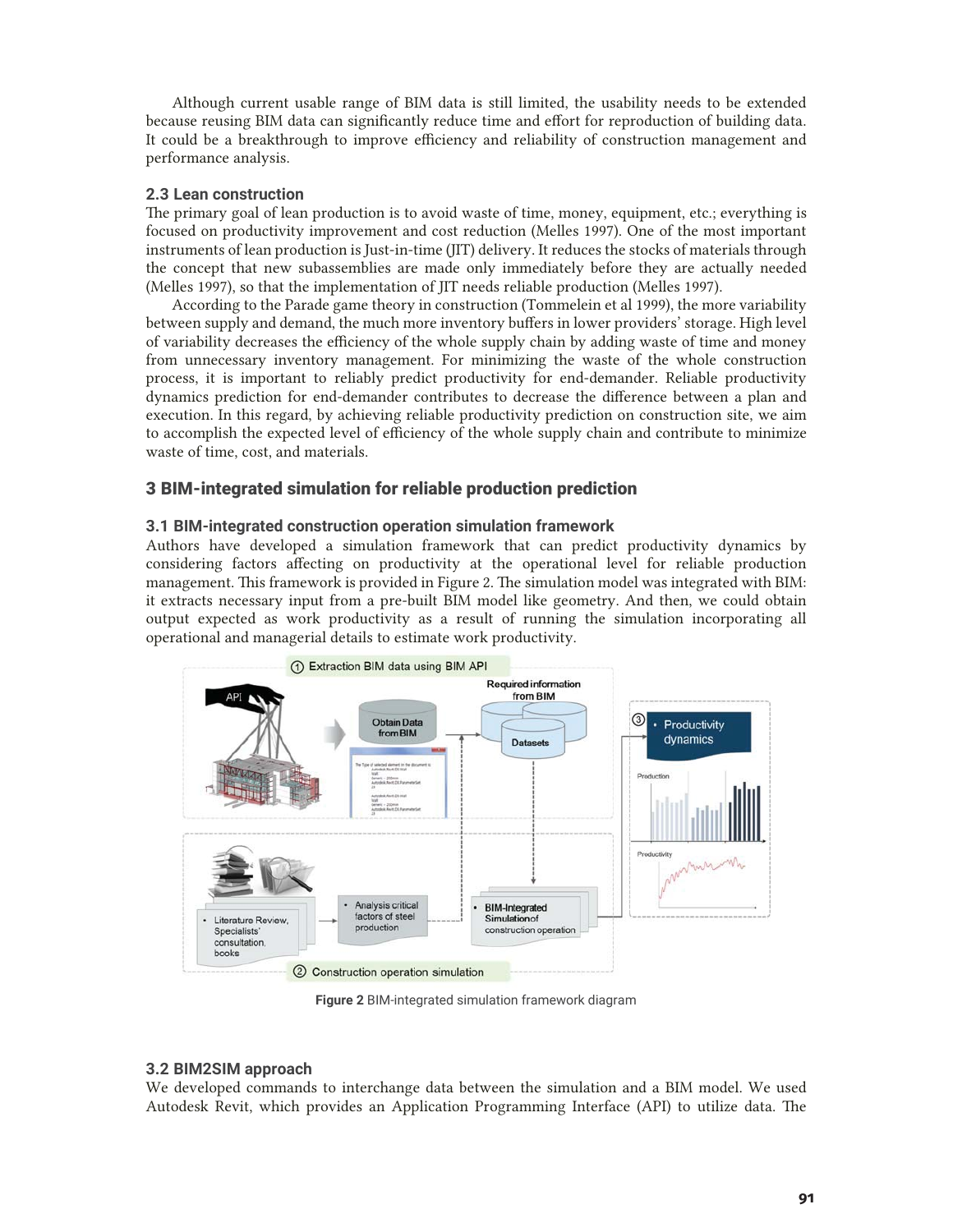Although current usable range of BIM data is still limited, the usability needs to be extended because reusing BIM data can significantly reduce time and effort for reproduction of building data. It could be a breakthrough to improve efficiency and reliability of construction management and performance analysis.

### 2.3 Lean construction

The primary goal of lean production is to avoid waste of time, money, equipment, etc.; everything is focused on productivity improvement and cost reduction (Melles 1997). One of the most important instruments of lean production is Just-in-time (JIT) delivery. It reduces the stocks of materials through the concept that new subassemblies are made only immediately before they are actually needed (Melles 1997), so that the implementation of JIT needs reliable production (Melles 1997).

According to the Parade game theory in construction (Tommelein et al 1999), the more variability between supply and demand, the much more inventory buffers in lower providers' storage. High level of variability decreases the efficiency of the whole supply chain by adding waste of time and money from unnecessary inventory management. For minimizing the waste of the whole construction process, it is important to reliably predict productivity for end-demander. Reliable productivity dynamics prediction for end-demander contributes to decrease the difference between a plan and execution. In this regard, by achieving reliable productivity prediction on construction site, we aim to accomplish the expected level of efficiency of the whole supply chain and contribute to minimize waste of time, cost, and materials.

## 3 BIM-integrated simulation for reliable production prediction

### 3.1 BIM-integrated construction operation simulation framework

Authors have developed a simulation framework that can predict productivity dynamics by considering factors affecting on productivity at the operational level for reliable production management. This framework is provided in Figure 2. The simulation model was integrated with BIM: it extracts necessary input from a pre-built BIM model like geometry. And then, we could obtain output expected as work productivity as a result of running the simulation incorporating all operational and managerial details to estimate work productivity.

**Figure 2** BIM-integrated simulation framework diagram

### 3.2 BIM2SIM approach

We developed commands to interchange data between the simulation and a BIM model. We used Autodesk Revit, which provides an Application Programming Interface (API) to utilize data. The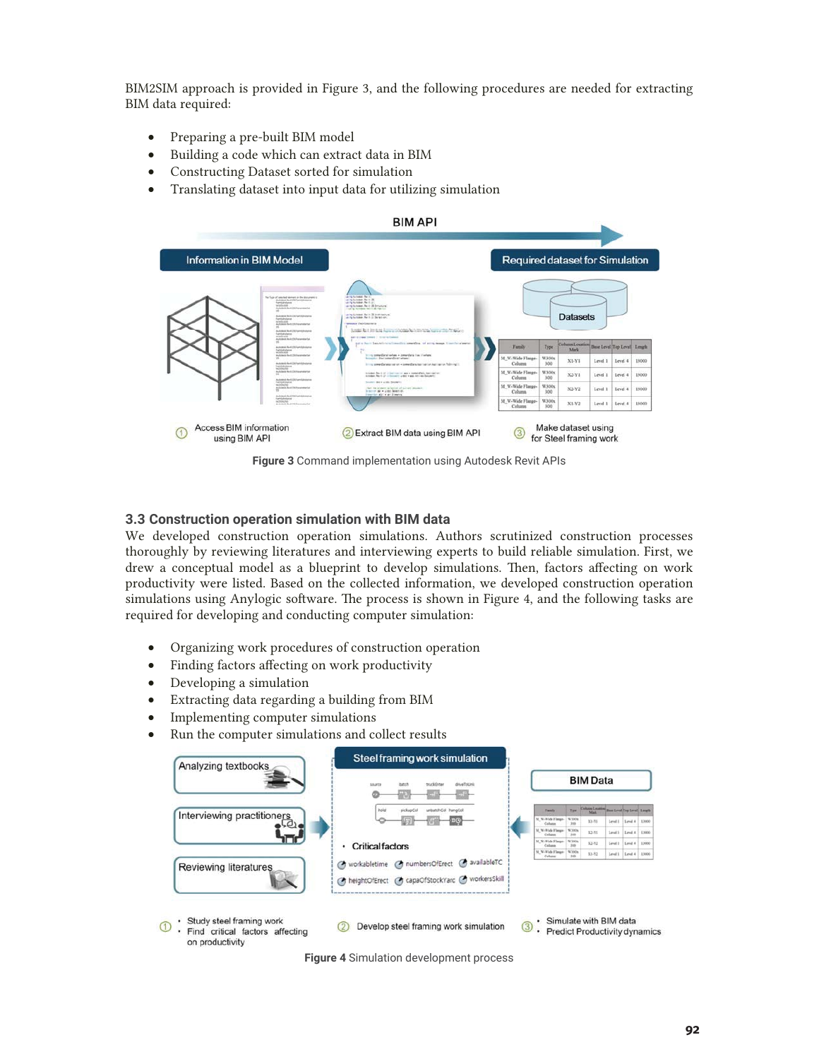BIM2SIM approach is provided in Figure 3, and the following procedures are needed for extracting BIM data required:

- Preparing a pre-built BIM model
- Building a code which can extract data in BIM
- Constructing Dataset sorted for simulation
- Translating dataset into input data for utilizing simulation

**Figure 3** Command implementation using Autodesk Revit APIs

### 3.3 Construction operation simulation with BIM data

We developed construction operation simulations. Authors scrutinized construction processes thoroughly by reviewing literatures and interviewing experts to build reliable simulation. First, we drew a conceptual model as a blueprint to develop simulations. Then, factors affecting on work productivity were listed. Based on the collected information, we developed construction operation simulations using Anylogic software. The process is shown in Figure 4, and the following tasks are required for developing and conducting computer simulation:

- Organizing work procedures of construction operation
- Finding factors affecting on work productivity
- Developing a simulation
- Extracting data regarding a building from BIM
- Implementing computer simulations
- Run the computer simulations and collect results

**Figure 4** Simulation development process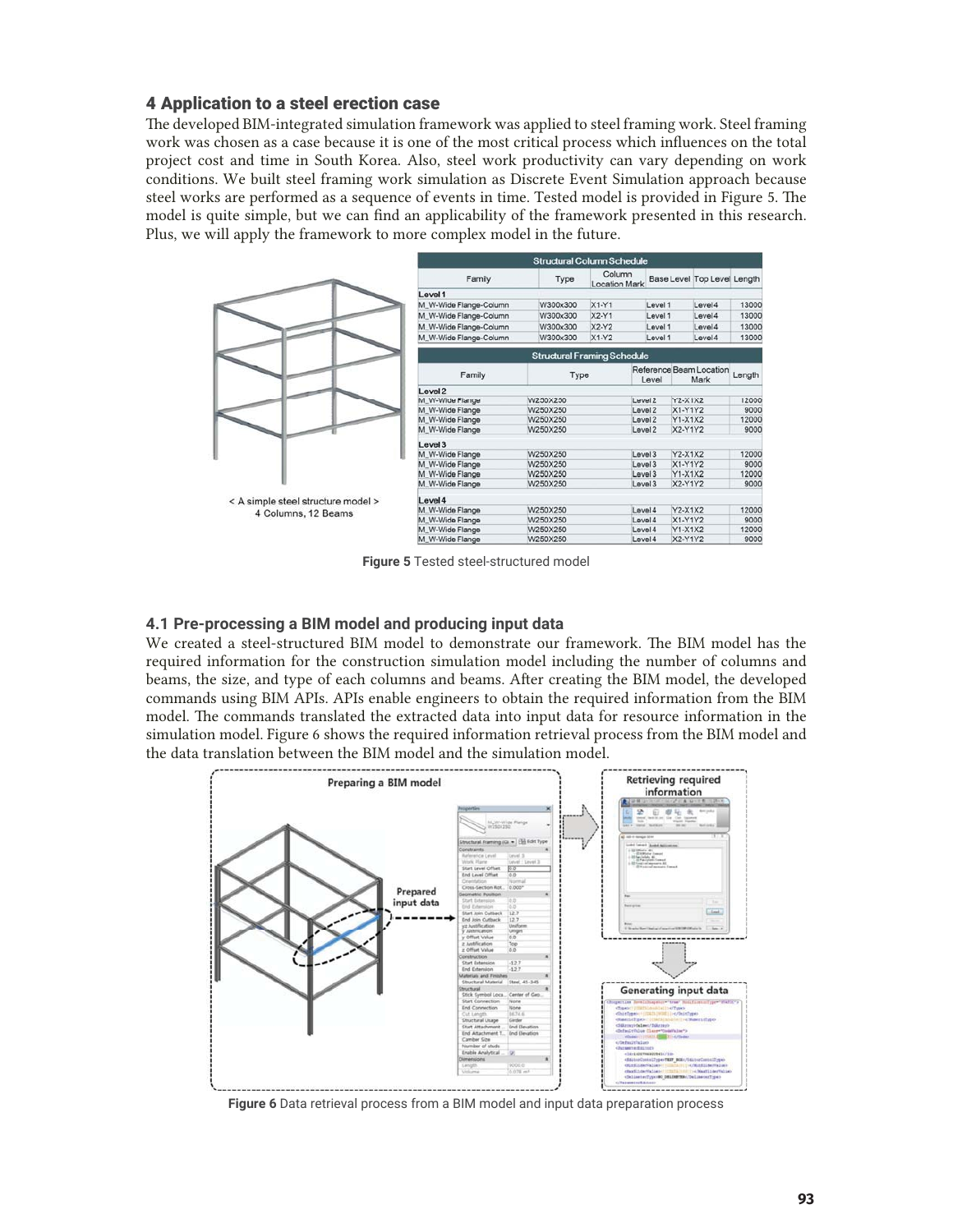## 4 Application to a steel erection case

The developed BIM-integrated simulation framework was applied to steel framing work. Steel framing work was chosen as a case because it is one of the most critical process which influences on the total project cost and time in South Korea. Also, steel work productivity can vary depending on work conditions. We built steel framing work simulation as Discrete Event Simulation approach because steel works are performed as a sequence of events in time. Tested model is provided in Figure 5. The model is quite simple, but we can find an applicability of the framework presented in this research. Plus, we will apply the framework to more complex model in the future.

< A simple steel structure model >
4 Columns, 12 Beams

**Structural Column Schedule**

| Family | Type | Column Location Mark | Base Level | Top Level | Length |
|---|---|---|---|---|---|
| **Level 1** | | | | | |
| M_W-Wide Flange-Column | W300x300 | X1-Y1 | Level 1 | Level4 | 13000 |
| M_W-Wide Flange-Column | W300x300 | X2-Y1 | Level 1 | Level4 | 13000 |
| M_W-Wide Flange-Column | W300x300 | X2-Y2 | Level 1 | Level4 | 13000 |
| M_W-Wide Flange-Column | W300x300 | X1-Y2 | Level 1 | Level4 | 13000 |

**Structural Framing Schedule**

| Family | Type | Reference Level | Beam Location Mark | Length |
|---|---|---|---|---|
| **Level 2** | | | | |
| M_W-Wide Flange | W250X250 | Level 2 | Y2-X1X2 | 12000 |
| M_W-Wide Flange | W250X250 | Level 2 | X1-Y1Y2 | 9000 |
| M_W-Wide Flange | W250X250 | Level 2 | Y1-X1X2 | 12000 |
| M_W-Wide Flange | W250X250 | Level 2 | X2-Y1Y2 | 9000 |
| **Level 3** | | | | |
| M_W-Wide Flange | W250X250 | Level 3 | Y2-X1X2 | 12000 |
| M_W-Wide Flange | W250X250 | Level 3 | X1-Y1Y2 | 9000 |
| M_W-Wide Flange | W250X250 | Level 3 | Y1-X1X2 | 12000 |
| M_W-Wide Flange | W250X250 | Level 3 | X2-Y1Y2 | 9000 |
| **Level 4** | | | | |
| M_W-Wide Flange | W250X250 | Level 4 | Y2-X1X2 | 12000 |
| M_W-Wide Flange | W250X250 | Level 4 | X1-Y1Y2 | 9000 |
| M_W-Wide Flange | W250X250 | Level 4 | Y1-X1X2 | 12000 |
| M_W-Wide Flange | W250X250 | Level 4 | X2-Y1Y2 | 9000 |

**Figure 5** Tested steel-structured model

### 4.1 Pre-processing a BIM model and producing input data

We created a steel-structured BIM model to demonstrate our framework. The BIM model has the required information for the construction simulation model including the number of columns and beams, the size, and type of each columns and beams. After creating the BIM model, the developed commands using BIM APIs. APIs enable engineers to obtain the required information from the BIM model. The commands translated the extracted data into input data for resource information in the simulation model. Figure 6 shows the required information retrieval process from the BIM model and the data translation between the BIM model and the simulation model.

**Figure 6** Data retrieval process from a BIM model and input data preparation process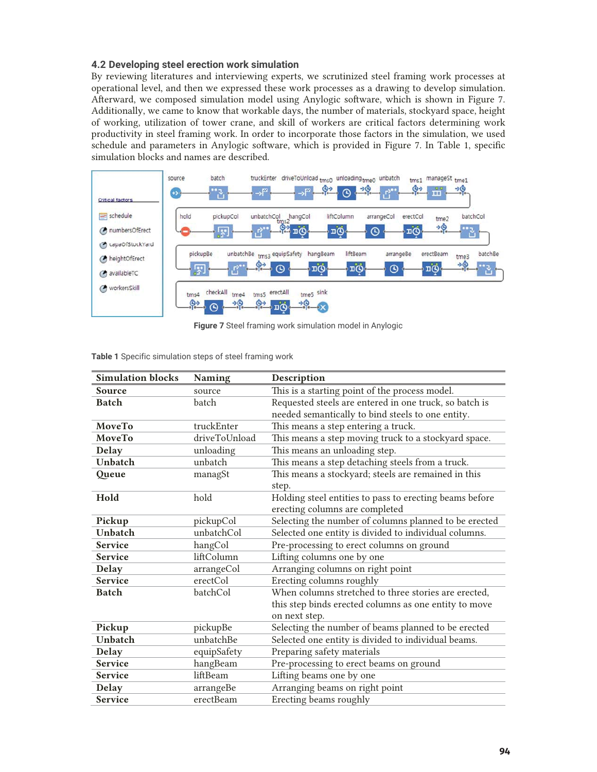### 4.2 Developing steel erection work simulation

By reviewing literatures and interviewing experts, we scrutinized steel framing work processes at operational level, and then we expressed these work processes as a drawing to develop simulation. Afterward, we composed simulation model using Anylogic software, which is shown in Figure 7. Additionally, we came to know that workable days, the number of materials, stockyard space, height of working, utilization of tower crane, and skill of workers are critical factors determining work productivity in steel framing work. In order to incorporate those factors in the simulation, we used schedule and parameters in Anylogic software, which is provided in Figure 7. In Table 1, specific simulation blocks and names are described.

**Figure 7** Steel framing work simulation model in Anylogic

**Table 1** Specific simulation steps of steel framing work

| Simulation blocks | Naming | Description |
|---|---|---|
| **Source** | source | This is a starting point of the process model. |
| **Batch** | batch | Requested steels are entered in one truck, so batch is needed semantically to bind steels to one entity. |
| **MoveTo** | truckEnter | This means a step entering a truck. |
| **MoveTo** | driveToUnload | This means a step moving truck to a stockyard space. |
| **Delay** | unloading | This means an unloading step. |
| **Unbatch** | unbatch | This means a step detaching steels from a truck. |
| **Queue** | managSt | This means a stockyard; steels are remained in this step. |
| **Hold** | hold | Holding steel entities to pass to erecting beams before erecting columns are completed |
| **Pickup** | pickupCol | Selecting the number of columns planned to be erected |
| **Unbatch** | unbatchCol | Selected one entity is divided to individual columns. |
| **Service** | hangCol | Pre-processing to erect columns on ground |
| **Service** | liftColumn | Lifting columns one by one |
| **Delay** | arrangeCol | Arranging columns on right point |
| **Service** | erectCol | Erecting columns roughly |
| **Batch** | batchCol | When columns stretched to three stories are erected, this step binds erected columns as one entity to move on next step. |
| **Pickup** | pickupBe | Selecting the number of beams planned to be erected |
| **Unbatch** | unbatchBe | Selected one entity is divided to individual beams. |
| **Delay** | equipSafety | Preparing safety materials |
| **Service** | hangBeam | Pre-processing to erect beams on ground |
| **Service** | liftBeam | Lifting beams one by one |
| **Delay** | arrangeBe | Arranging beams on right point |
| **Service** | erectBeam | Erecting beams roughly |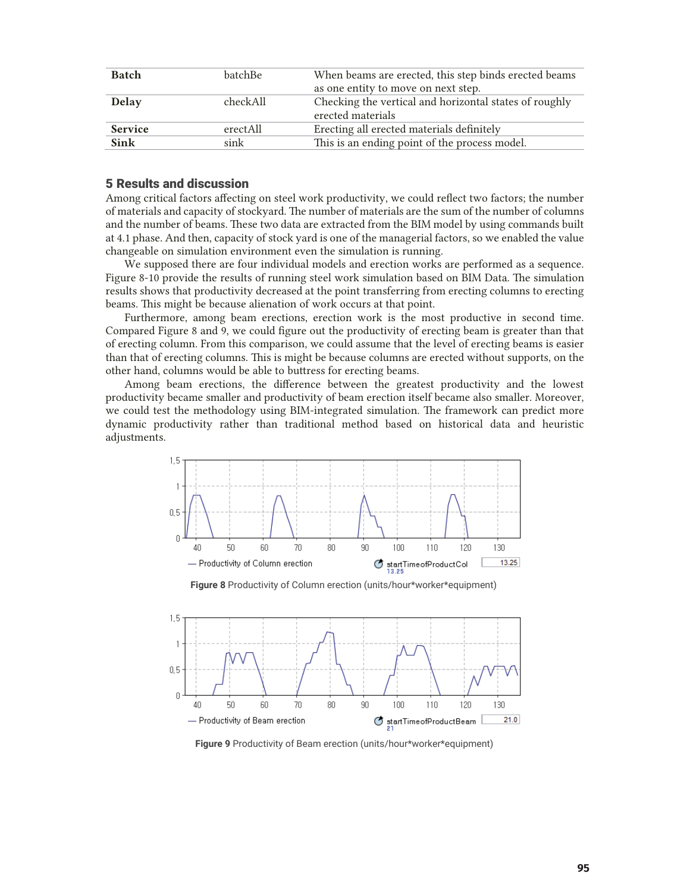| Batch | batchBe | When beams are erected, this step binds erected beams as one entity to move on next step. |
|---|---|---|
| **Delay** | checkAll | Checking the vertical and horizontal states of roughly erected materials |
| **Service** | erectAll | Erecting all erected materials definitely |
| **Sink** | sink | This is an ending point of the process model. |

## 5 Results and discussion

Among critical factors affecting on steel work productivity, we could reflect two factors; the number of materials and capacity of stockyard. The number of materials are the sum of the number of columns and the number of beams. These two data are extracted from the BIM model by using commands built at 4.1 phase. And then, capacity of stock yard is one of the managerial factors, so we enabled the value changeable on simulation environment even the simulation is running.

We supposed there are four individual models and erection works are performed as a sequence. Figure 8-10 provide the results of running steel work simulation based on BIM Data. The simulation results shows that productivity decreased at the point transferring from erecting columns to erecting beams. This might be because alienation of work occurs at that point.

Furthermore, among beam erections, erection work is the most productive in second time. Compared Figure 8 and 9, we could figure out the productivity of erecting beam is greater than that of erecting column. From this comparison, we could assume that the level of erecting beams is easier than that of erecting columns. This is might be because columns are erected without supports, on the other hand, columns would be able to buttress for erecting beams.

Among beam erections, the difference between the greatest productivity and the lowest productivity became smaller and productivity of beam erection itself became also smaller. Moreover, we could test the methodology using BIM-integrated simulation. The framework can predict more dynamic productivity rather than traditional method based on historical data and heuristic adjustments.

**Figure 8** Productivity of Column erection (units/hour*worker*equipment)

**Figure 9** Productivity of Beam erection (units/hour*worker*equipment)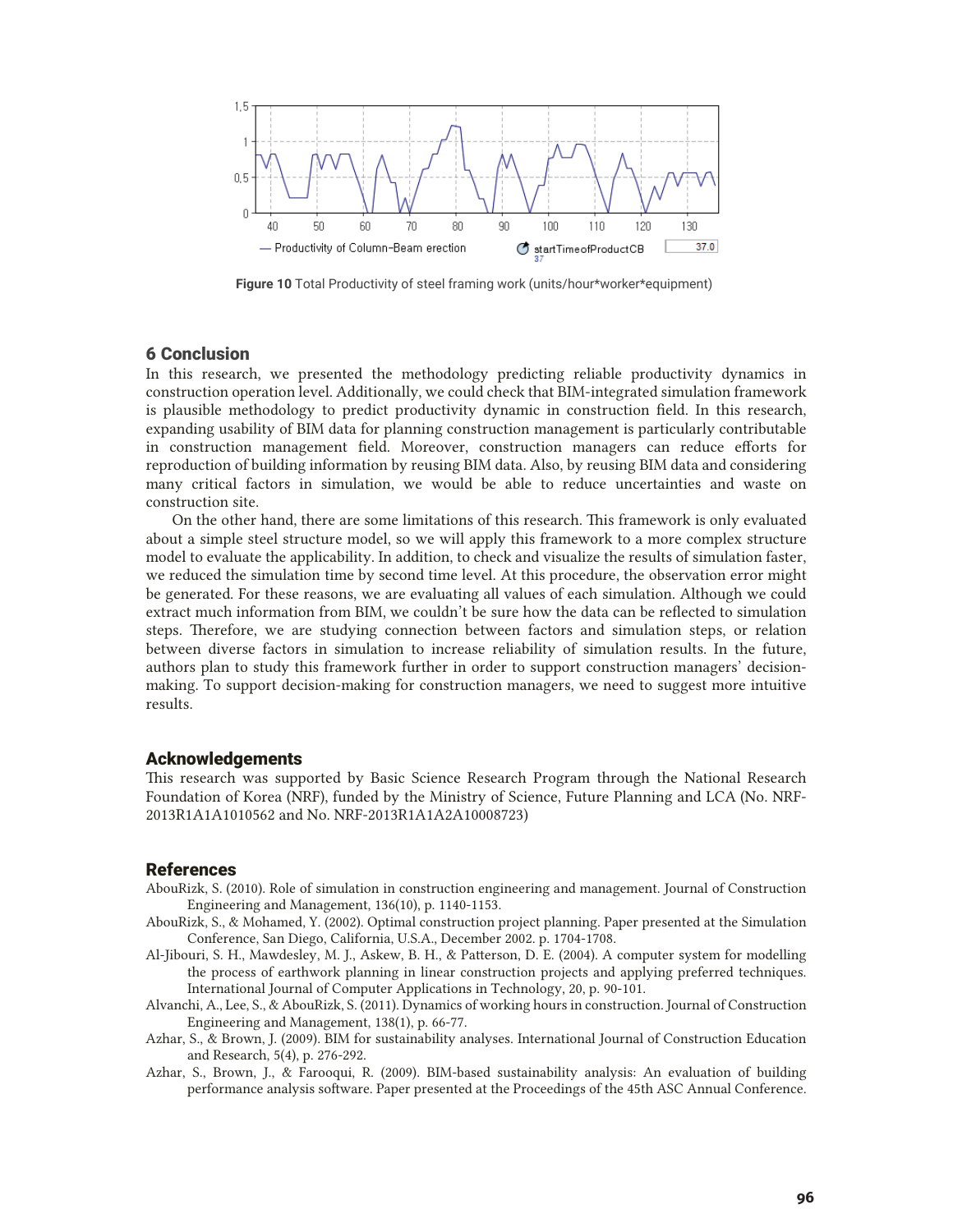Figure 10 Total Productivity of steel framing work (units/hour*worker*equipment)

## 6 Conclusion

In this research, we presented the methodology predicting reliable productivity dynamics in construction operation level. Additionally, we could check that BIM-integrated simulation framework is plausible methodology to predict productivity dynamic in construction field. In this research, expanding usability of BIM data for planning construction management is particularly contributable in construction management field. Moreover, construction managers can reduce efforts for reproduction of building information by reusing BIM data. Also, by reusing BIM data and considering many critical factors in simulation, we would be able to reduce uncertainties and waste on construction site.

On the other hand, there are some limitations of this research. This framework is only evaluated about a simple steel structure model, so we will apply this framework to a more complex structure model to evaluate the applicability. In addition, to check and visualize the results of simulation faster, we reduced the simulation time by second time level. At this procedure, the observation error might be generated. For these reasons, we are evaluating all values of each simulation. Although we could extract much information from BIM, we couldn't be sure how the data can be reflected to simulation steps. Therefore, we are studying connection between factors and simulation steps, or relation between diverse factors in simulation to increase reliability of simulation results. In the future, authors plan to study this framework further in order to support construction managers' decision-making. To support decision-making for construction managers, we need to suggest more intuitive results.

## Acknowledgements

This research was supported by Basic Science Research Program through the National Research Foundation of Korea (NRF), funded by the Ministry of Science, Future Planning and LCA (No. NRF-2013R1A1A1010562 and No. NRF-2013R1A1A2A10008723)

## References

AbouRizk, S. (2010). Role of simulation in construction engineering and management. Journal of Construction Engineering and Management, 136(10), p. 1140-1153.

AbouRizk, S., & Mohamed, Y. (2002). Optimal construction project planning. Paper presented at the Simulation Conference, San Diego, California, U.S.A., December 2002. p. 1704-1708.

Al-Jibouri, S. H., Mawdesley, M. J., Askew, B. H., & Patterson, D. E. (2004). A computer system for modelling the process of earthwork planning in linear construction projects and applying preferred techniques. International Journal of Computer Applications in Technology, 20, p. 90-101.

Alvanchi, A., Lee, S., & AbouRizk, S. (2011). Dynamics of working hours in construction. Journal of Construction Engineering and Management, 138(1), p. 66-77.

Azhar, S., & Brown, J. (2009). BIM for sustainability analyses. International Journal of Construction Education and Research, 5(4), p. 276-292.

Azhar, S., Brown, J., & Farooqui, R. (2009). BIM-based sustainability analysis: An evaluation of building performance analysis software. Paper presented at the Proceedings of the 45th ASC Annual Conference.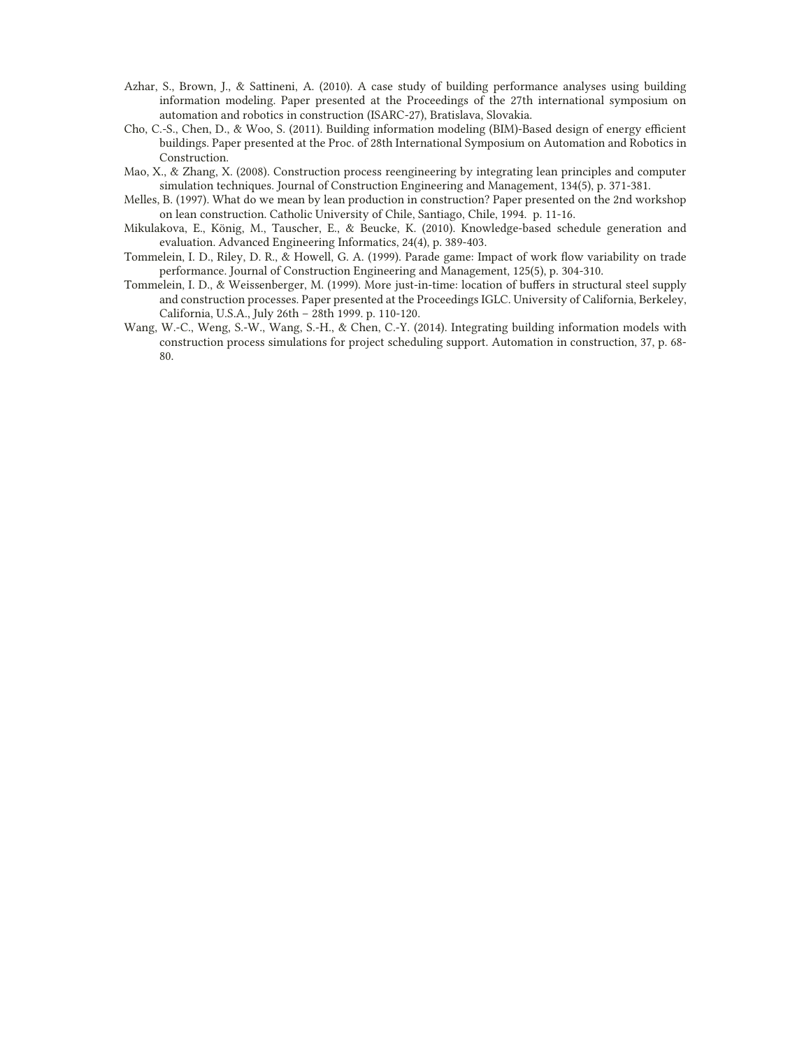Azhar, S., Brown, J., & Sattineni, A. (2010). A case study of building performance analyses using building information modeling. Paper presented at the Proceedings of the 27th international symposium on automation and robotics in construction (ISARC-27), Bratislava, Slovakia.

Cho, C.-S., Chen, D., & Woo, S. (2011). Building information modeling (BIM)-Based design of energy efficient buildings. Paper presented at the Proc. of 28th International Symposium on Automation and Robotics in Construction.

Mao, X., & Zhang, X. (2008). Construction process reengineering by integrating lean principles and computer simulation techniques. Journal of Construction Engineering and Management, 134(5), p. 371-381.

Melles, B. (1997). What do we mean by lean production in construction? Paper presented on the 2nd workshop on lean construction. Catholic University of Chile, Santiago, Chile, 1994. p. 11-16.

Mikulakova, E., König, M., Tauscher, E., & Beucke, K. (2010). Knowledge-based schedule generation and evaluation. Advanced Engineering Informatics, 24(4), p. 389-403.

Tommelein, I. D., Riley, D. R., & Howell, G. A. (1999). Parade game: Impact of work flow variability on trade performance. Journal of Construction Engineering and Management, 125(5), p. 304-310.

Tommelein, I. D., & Weissenberger, M. (1999). More just-in-time: location of buffers in structural steel supply and construction processes. Paper presented at the Proceedings IGLC. University of California, Berkeley, California, U.S.A., July 26th – 28th 1999. p. 110-120.

Wang, W.-C., Weng, S.-W., Wang, S.-H., & Chen, C.-Y. (2014). Integrating building information models with construction process simulations for project scheduling support. Automation in construction, 37, p. 68-80.